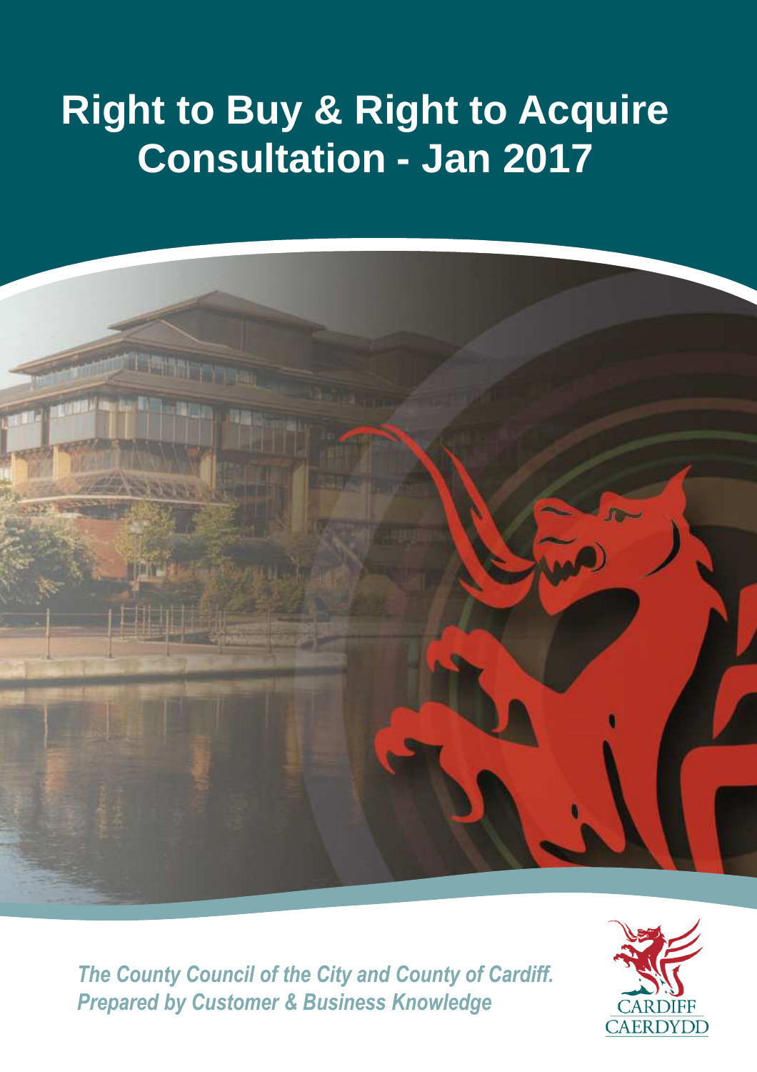# Right to Buy & Right to Acquire Consultation - Jan 2017

*The County Council of the City and County of Cardiff.*
*Prepared by Customer & Business Knowledge*

CARDIFF
CAERDYDD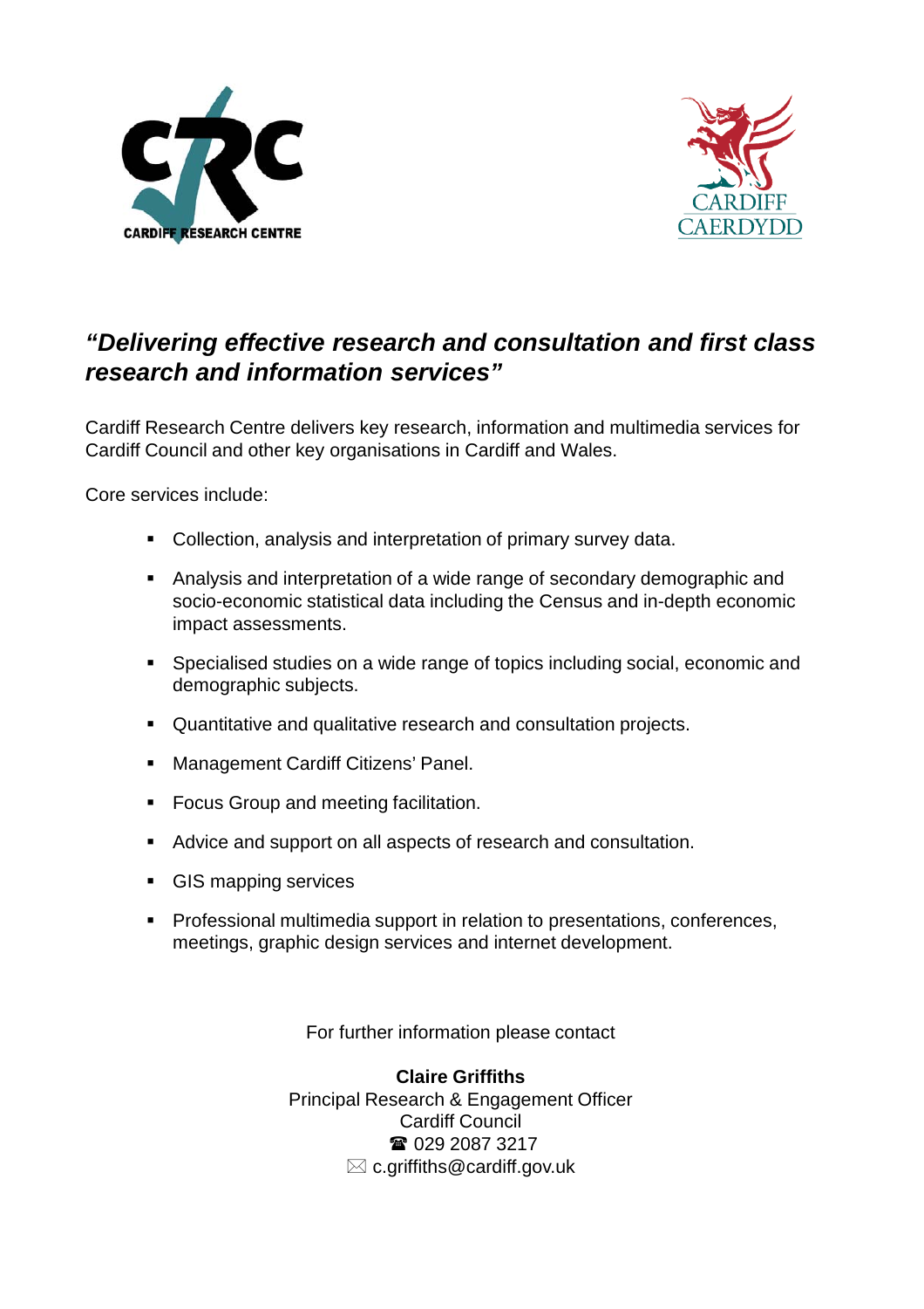CARDIFF RESEARCH CENTRE

CARDIFF
CAERDYDD

### *"Delivering effective research and consultation and first class research and information services"*

Cardiff Research Centre delivers key research, information and multimedia services for Cardiff Council and other key organisations in Cardiff and Wales.

Core services include:

- Collection, analysis and interpretation of primary survey data.
- Analysis and interpretation of a wide range of secondary demographic and socio-economic statistical data including the Census and in-depth economic impact assessments.
- Specialised studies on a wide range of topics including social, economic and demographic subjects.
- Quantitative and qualitative research and consultation projects.
- Management Cardiff Citizens' Panel.
- Focus Group and meeting facilitation.
- Advice and support on all aspects of research and consultation.
- GIS mapping services
- Professional multimedia support in relation to presentations, conferences, meetings, graphic design services and internet development.

For further information please contact

**Claire Griffiths**
Principal Research & Engagement Officer
Cardiff Council
☎ 029 2087 3217
✉ c.griffiths@cardiff.gov.uk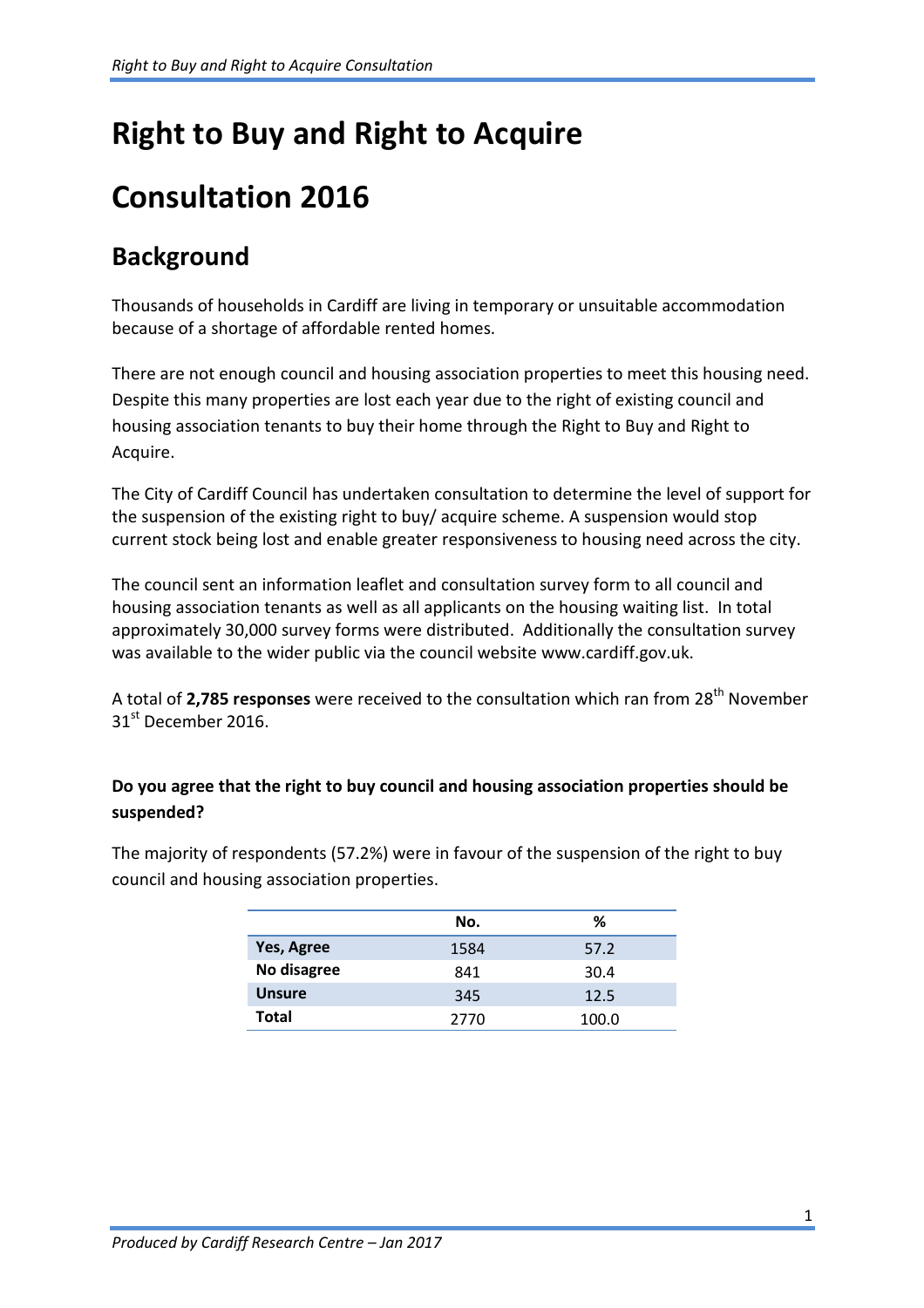# Right to Buy and Right to Acquire

# Consultation 2016

## Background

Thousands of households in Cardiff are living in temporary or unsuitable accommodation because of a shortage of affordable rented homes.

There are not enough council and housing association properties to meet this housing need. Despite this many properties are lost each year due to the right of existing council and housing association tenants to buy their home through the Right to Buy and Right to Acquire.

The City of Cardiff Council has undertaken consultation to determine the level of support for the suspension of the existing right to buy/ acquire scheme. A suspension would stop current stock being lost and enable greater responsiveness to housing need across the city.

The council sent an information leaflet and consultation survey form to all council and housing association tenants as well as all applicants on the housing waiting list. In total approximately 30,000 survey forms were distributed. Additionally the consultation survey was available to the wider public via the council website www.cardiff.gov.uk.

A total of **2,785 responses** were received to the consultation which ran from 28th November 31st December 2016.

**Do you agree that the right to buy council and housing association properties should be suspended?**

The majority of respondents (57.2%) were in favour of the suspension of the right to buy council and housing association properties.

| | No. | % |
|---|---|---|
| **Yes, Agree** | 1584 | 57.2 |
| **No disagree** | 841 | 30.4 |
| **Unsure** | 345 | 12.5 |
| **Total** | 2770 | 100.0 |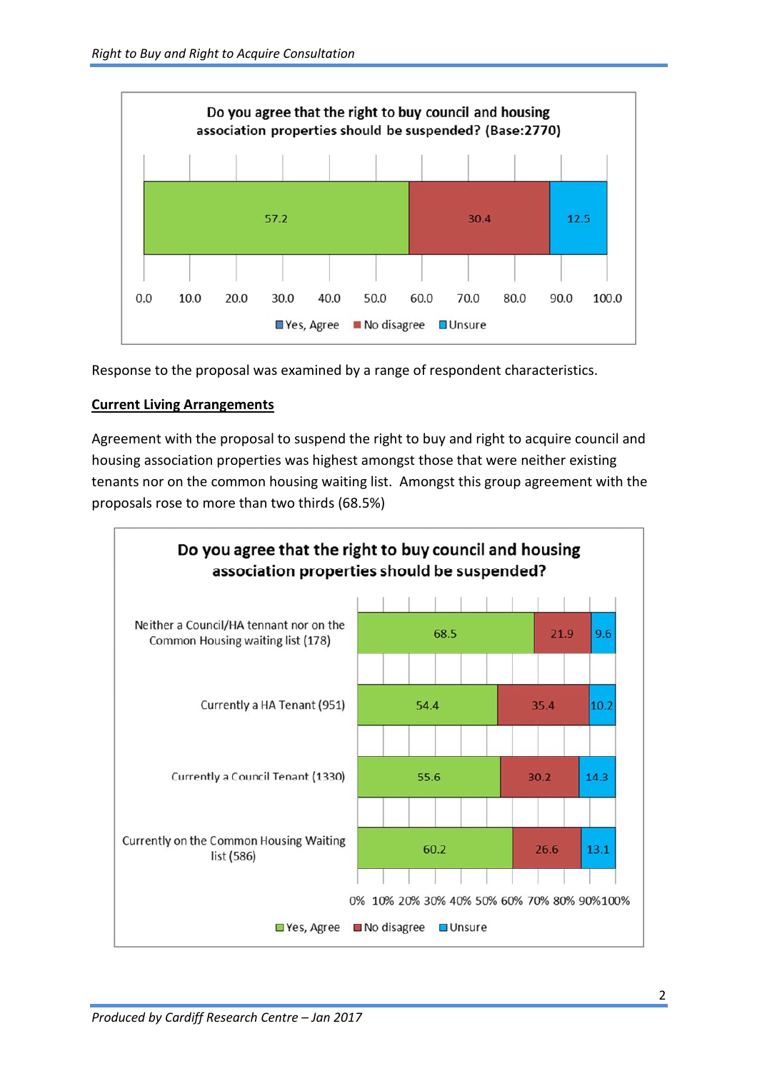**Do you agree that the right to buy council and housing association properties should be suspended? (Base:2770)**

| | Yes, Agree | No disagree | Unsure |
|---|---|---|---|
| All respondents | 57.2 | 30.4 | 12.5 |

Response to the proposal was examined by a range of respondent characteristics.

**Current Living Arrangements**

Agreement with the proposal to suspend the right to buy and right to acquire council and housing association properties was highest amongst those that were neither existing tenants nor on the common housing waiting list. Amongst this group agreement with the proposals rose to more than two thirds (68.5%)

**Do you agree that the right to buy council and housing association properties should be suspended?**

| | Yes, Agree | No disagree | Unsure |
|---|---|---|---|
| Neither a Council/HA tennant nor on the Common Housing waiting list (178) | 68.5 | 21.9 | 9.6 |
| Currently a HA Tenant (951) | 54.4 | 35.4 | 10.2 |
| Currently a Council Tenant (1330) | 55.6 | 30.2 | 14.3 |
| Currently on the Common Housing Waiting list (586) | 60.2 | 26.6 | 13.1 |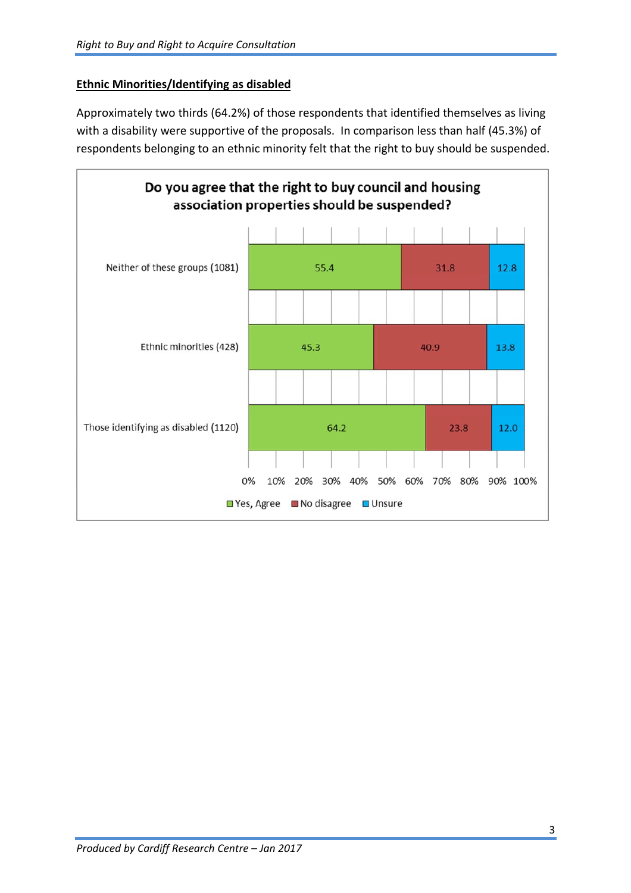## Ethnic Minorities/Identifying as disabled

Approximately two thirds (64.2%) of those respondents that identified themselves as living with a disability were supportive of the proposals. In comparison less than half (45.3%) of respondents belonging to an ethnic minority felt that the right to buy should be suspended.

**Do you agree that the right to buy council and housing association properties should be suspended?**

| | Yes, Agree | No disagree | Unsure |
|---|---|---|---|
| Neither of these groups (1081) | 55.4 | 31.8 | 12.8 |
| Ethnic minorities (428) | 45.3 | 40.9 | 13.8 |
| Those identifying as disabled (1120) | 64.2 | 23.8 | 12.0 |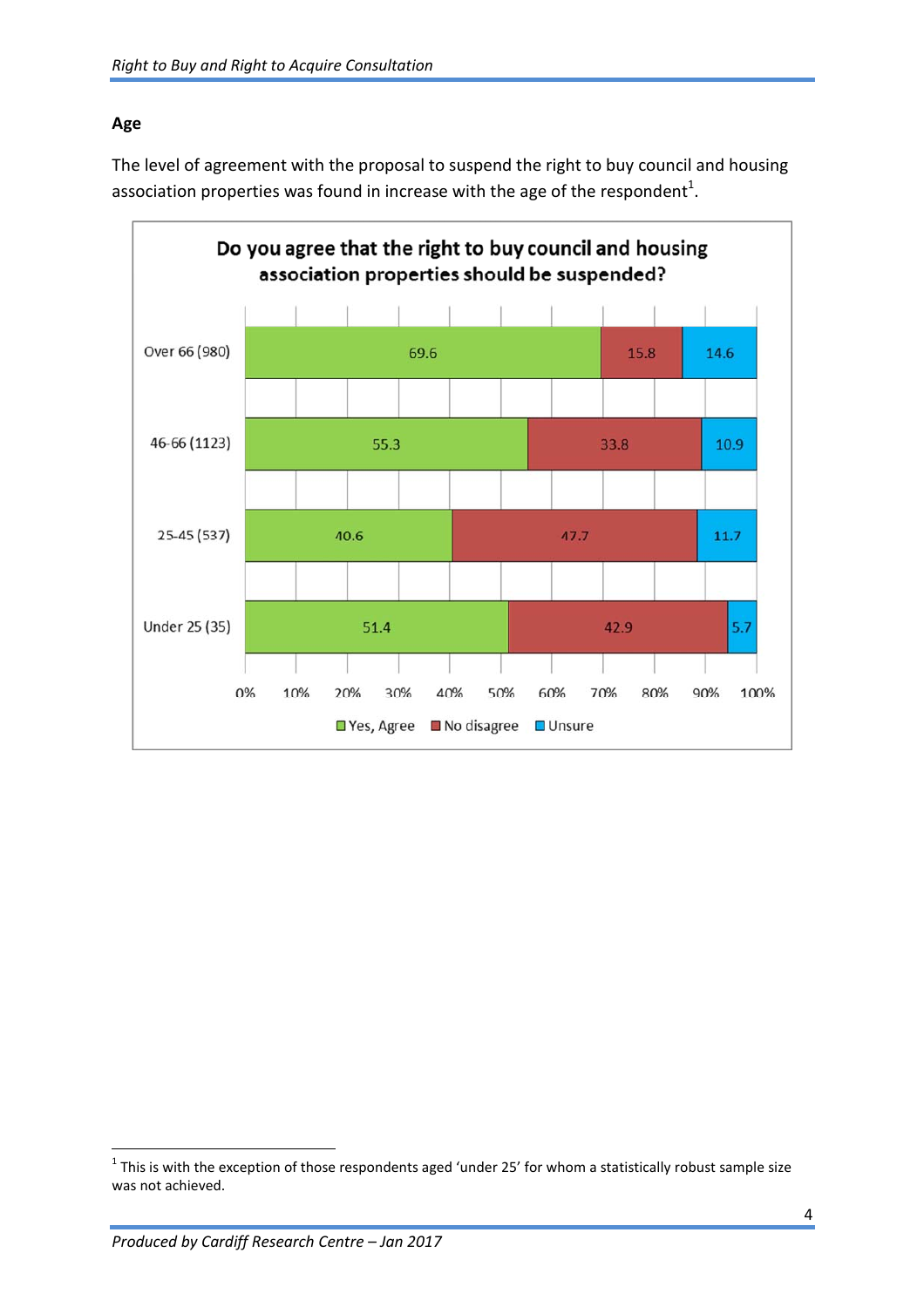**Age**

The level of agreement with the proposal to suspend the right to buy council and housing association properties was found in increase with the age of the respondent[1].

**Do you agree that the right to buy council and housing association properties should be suspended?**

| | Yes, Agree | No disagree | Unsure |
|---|---|---|---|
| Over 66 (980) | 69.6 | 15.8 | 14.6 |
| 46-66 (1123) | 55.3 | 33.8 | 10.9 |
| 25-45 (537) | 40.6 | 47.7 | 11.7 |
| Under 25 (35) | 51.4 | 42.9 | 5.7 |

[1] This is with the exception of those respondents aged 'under 25' for whom a statistically robust sample size was not achieved.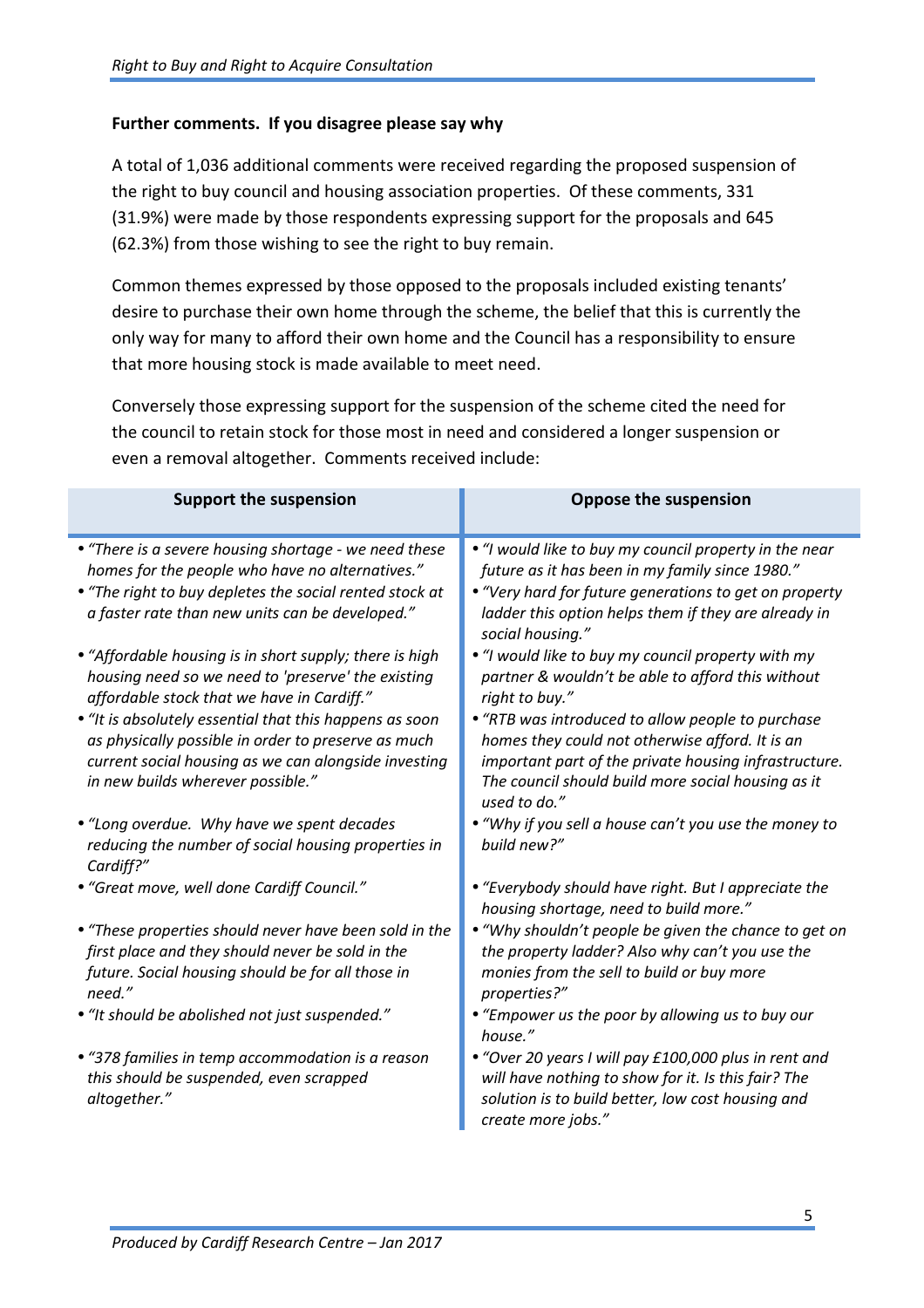**Further comments. If you disagree please say why**

A total of 1,036 additional comments were received regarding the proposed suspension of the right to buy council and housing association properties. Of these comments, 331 (31.9%) were made by those respondents expressing support for the proposals and 645 (62.3%) from those wishing to see the right to buy remain.

Common themes expressed by those opposed to the proposals included existing tenants' desire to purchase their own home through the scheme, the belief that this is currently the only way for many to afford their own home and the Council has a responsibility to ensure that more housing stock is made available to meet need.

Conversely those expressing support for the suspension of the scheme cited the need for the council to retain stock for those most in need and considered a longer suspension or even a removal altogether. Comments received include:

| Support the suspension | Oppose the suspension |
|---|---|
| • *"There is a severe housing shortage - we need these homes for the people who have no alternatives."*<br>• *"The right to buy depletes the social rented stock at a faster rate than new units can be developed."* | • *"I would like to buy my council property in the near future as it has been in my family since 1980."*<br>• *"Very hard for future generations to get on property ladder this option helps them if they are already in social housing."* |
| • *"Affordable housing is in short supply; there is high housing need so we need to 'preserve' the existing affordable stock that we have in Cardiff."*<br>• *"It is absolutely essential that this happens as soon as physically possible in order to preserve as much current social housing as we can alongside investing in new builds wherever possible."* | • *"I would like to buy my council property with my partner & wouldn't be able to afford this without right to buy."*<br>• *"RTB was introduced to allow people to purchase homes they could not otherwise afford. It is an important part of the private housing infrastructure. The council should build more social housing as it used to do."* |
| • *"Long overdue. Why have we spent decades reducing the number of social housing properties in Cardiff?"* | • *"Why if you sell a house can't you use the money to build new?"* |
| • *"Great move, well done Cardiff Council."* | • *"Everybody should have right. But I appreciate the housing shortage, need to build more."* |
| • *"These properties should never have been sold in the first place and they should never be sold in the future. Social housing should be for all those in need."*<br>• *"It should be abolished not just suspended."* | • *"Why shouldn't people be given the chance to get on the property ladder? Also why can't you use the monies from the sell to build or buy more properties?"*<br>• *"Empower us the poor by allowing us to buy our house."* |
| • *"378 families in temp accommodation is a reason this should be suspended, even scrapped altogether."* | • *"Over 20 years I will pay £100,000 plus in rent and will have nothing to show for it. Is this fair? The solution is to build better, low cost housing and create more jobs."* |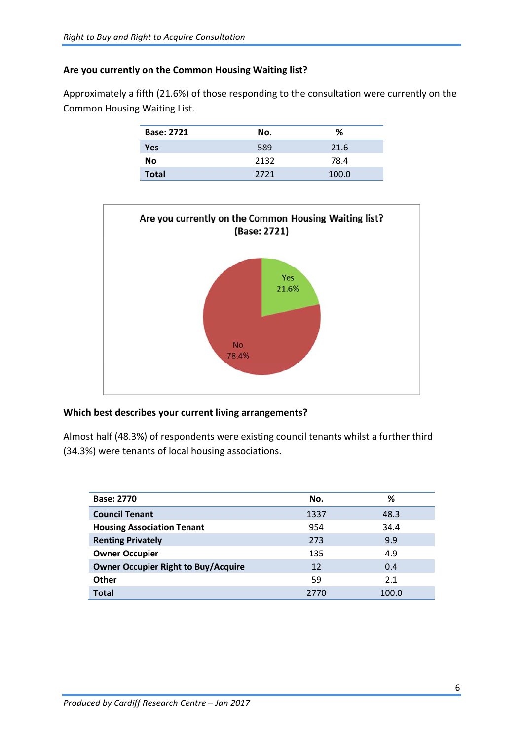**Are you currently on the Common Housing Waiting list?**

Approximately a fifth (21.6%) of those responding to the consultation were currently on the Common Housing Waiting List.

| Base: 2721 | No. | % |
|---|---|---|
| **Yes** | 589 | 21.6 |
| **No** | 2132 | 78.4 |
| **Total** | 2721 | 100.0 |

Are you currently on the Common Housing Waiting list?
(Base: 2721)

Yes 21.6%
No 78.4%

**Which best describes your current living arrangements?**

Almost half (48.3%) of respondents were existing council tenants whilst a further third (34.3%) were tenants of local housing associations.

| Base: 2770 | No. | % |
|---|---|---|
| **Council Tenant** | 1337 | 48.3 |
| **Housing Association Tenant** | 954 | 34.4 |
| **Renting Privately** | 273 | 9.9 |
| **Owner Occupier** | 135 | 4.9 |
| **Owner Occupier Right to Buy/Acquire** | 12 | 0.4 |
| **Other** | 59 | 2.1 |
| **Total** | 2770 | 100.0 |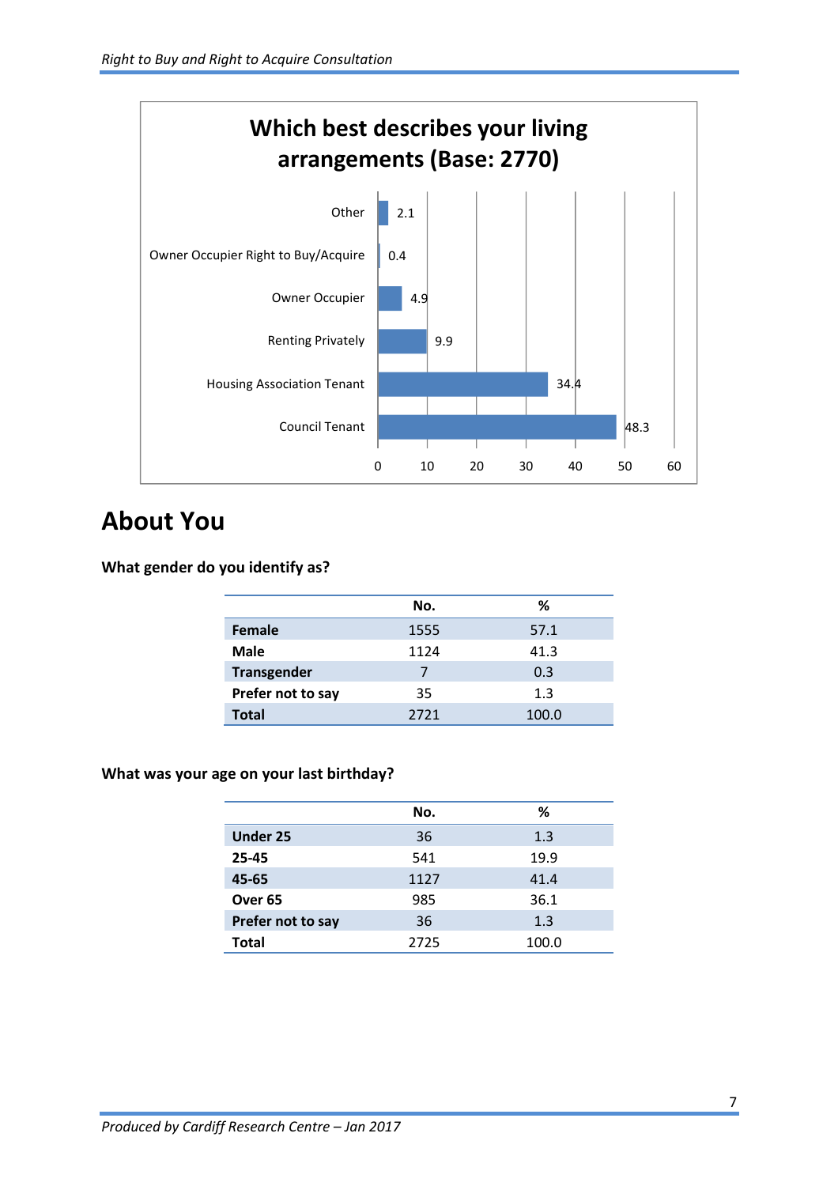**Which best describes your living arrangements (Base: 2770)**

| Living arrangement | % |
|---|---|
| Other | 2.1 |
| Owner Occupier Right to Buy/Acquire | 0.4 |
| Owner Occupier | 4.9 |
| Renting Privately | 9.9 |
| Housing Association Tenant | 34.4 |
| Council Tenant | 48.3 |

## About You

**What gender do you identify as?**

| | No. | % |
|---|---|---|
| **Female** | 1555 | 57.1 |
| **Male** | 1124 | 41.3 |
| **Transgender** | 7 | 0.3 |
| **Prefer not to say** | 35 | 1.3 |
| **Total** | 2721 | 100.0 |

**What was your age on your last birthday?**

| | No. | % |
|---|---|---|
| **Under 25** | 36 | 1.3 |
| **25-45** | 541 | 19.9 |
| **45-65** | 1127 | 41.4 |
| **Over 65** | 985 | 36.1 |
| **Prefer not to say** | 36 | 1.3 |
| **Total** | 2725 | 100.0 |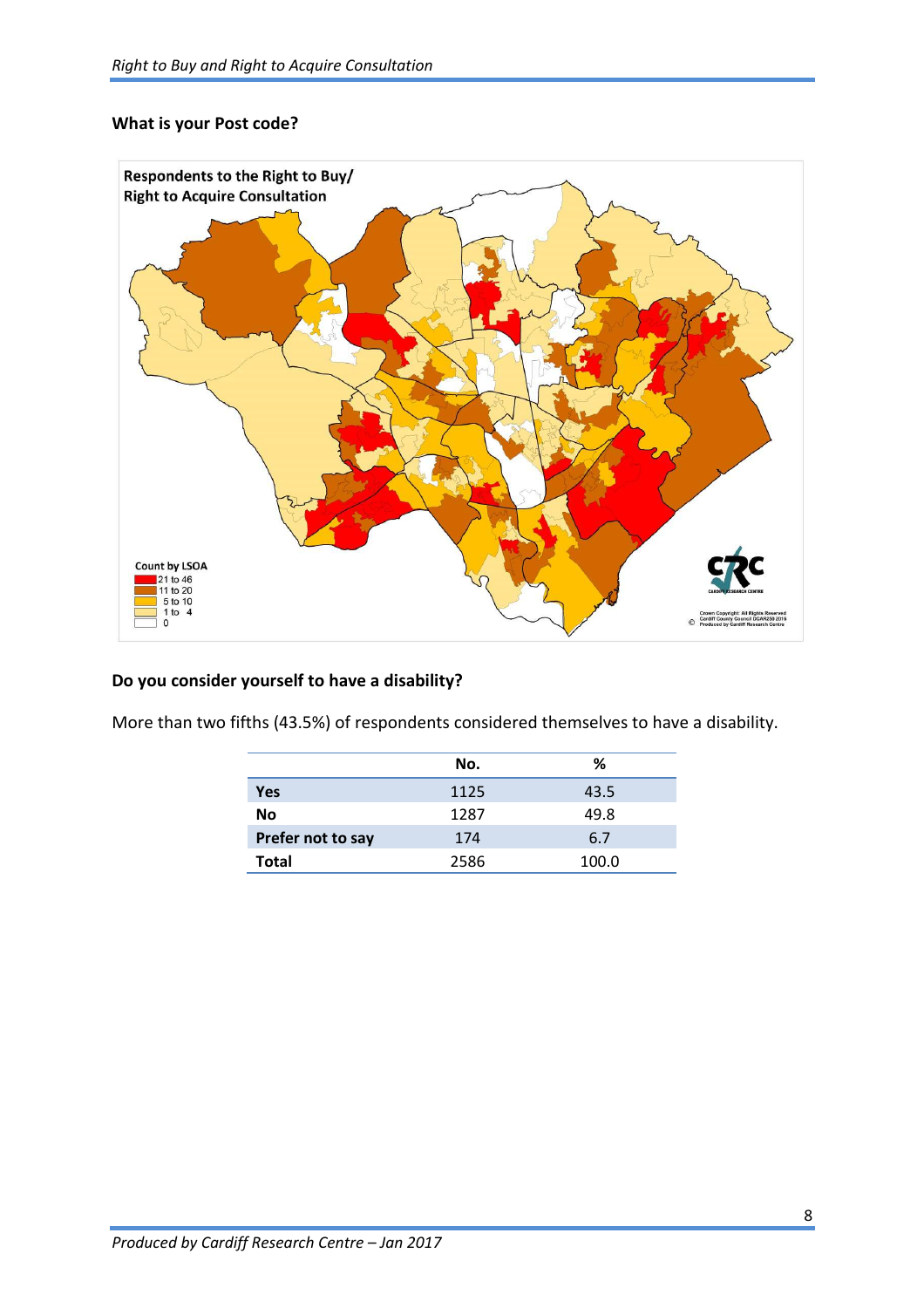**What is your Post code?**

**Do you consider yourself to have a disability?**

More than two fifths (43.5%) of respondents considered themselves to have a disability.

| | No. | % |
|---|---|---|
| **Yes** | 1125 | 43.5 |
| **No** | 1287 | 49.8 |
| **Prefer not to say** | 174 | 6.7 |
| **Total** | 2586 | 100.0 |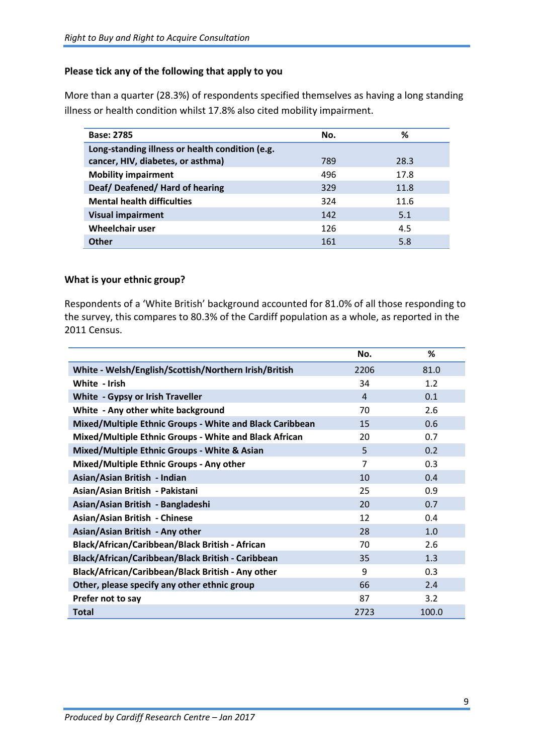### Please tick any of the following that apply to you

More than a quarter (28.3%) of respondents specified themselves as having a long standing illness or health condition whilst 17.8% also cited mobility impairment.

| Base: 2785 | No. | % |
|---|---|---|
| Long-standing illness or health condition (e.g. cancer, HIV, diabetes, or asthma) | 789 | 28.3 |
| Mobility impairment | 496 | 17.8 |
| Deaf/ Deafened/ Hard of hearing | 329 | 11.8 |
| Mental health difficulties | 324 | 11.6 |
| Visual impairment | 142 | 5.1 |
| Wheelchair user | 126 | 4.5 |
| Other | 161 | 5.8 |

### What is your ethnic group?

Respondents of a 'White British' background accounted for 81.0% of all those responding to the survey, this compares to 80.3% of the Cardiff population as a whole, as reported in the 2011 Census.

| | No. | % |
|---|---|---|
| White - Welsh/English/Scottish/Northern Irish/British | 2206 | 81.0 |
| White - Irish | 34 | 1.2 |
| White - Gypsy or Irish Traveller | 4 | 0.1 |
| White - Any other white background | 70 | 2.6 |
| Mixed/Multiple Ethnic Groups - White and Black Caribbean | 15 | 0.6 |
| Mixed/Multiple Ethnic Groups - White and Black African | 20 | 0.7 |
| Mixed/Multiple Ethnic Groups - White & Asian | 5 | 0.2 |
| Mixed/Multiple Ethnic Groups - Any other | 7 | 0.3 |
| Asian/Asian British - Indian | 10 | 0.4 |
| Asian/Asian British - Pakistani | 25 | 0.9 |
| Asian/Asian British - Bangladeshi | 20 | 0.7 |
| Asian/Asian British - Chinese | 12 | 0.4 |
| Asian/Asian British - Any other | 28 | 1.0 |
| Black/African/Caribbean/Black British - African | 70 | 2.6 |
| Black/African/Caribbean/Black British - Caribbean | 35 | 1.3 |
| Black/African/Caribbean/Black British - Any other | 9 | 0.3 |
| Other, please specify any other ethnic group | 66 | 2.4 |
| Prefer not to say | 87 | 3.2 |
| Total | 2723 | 100.0 |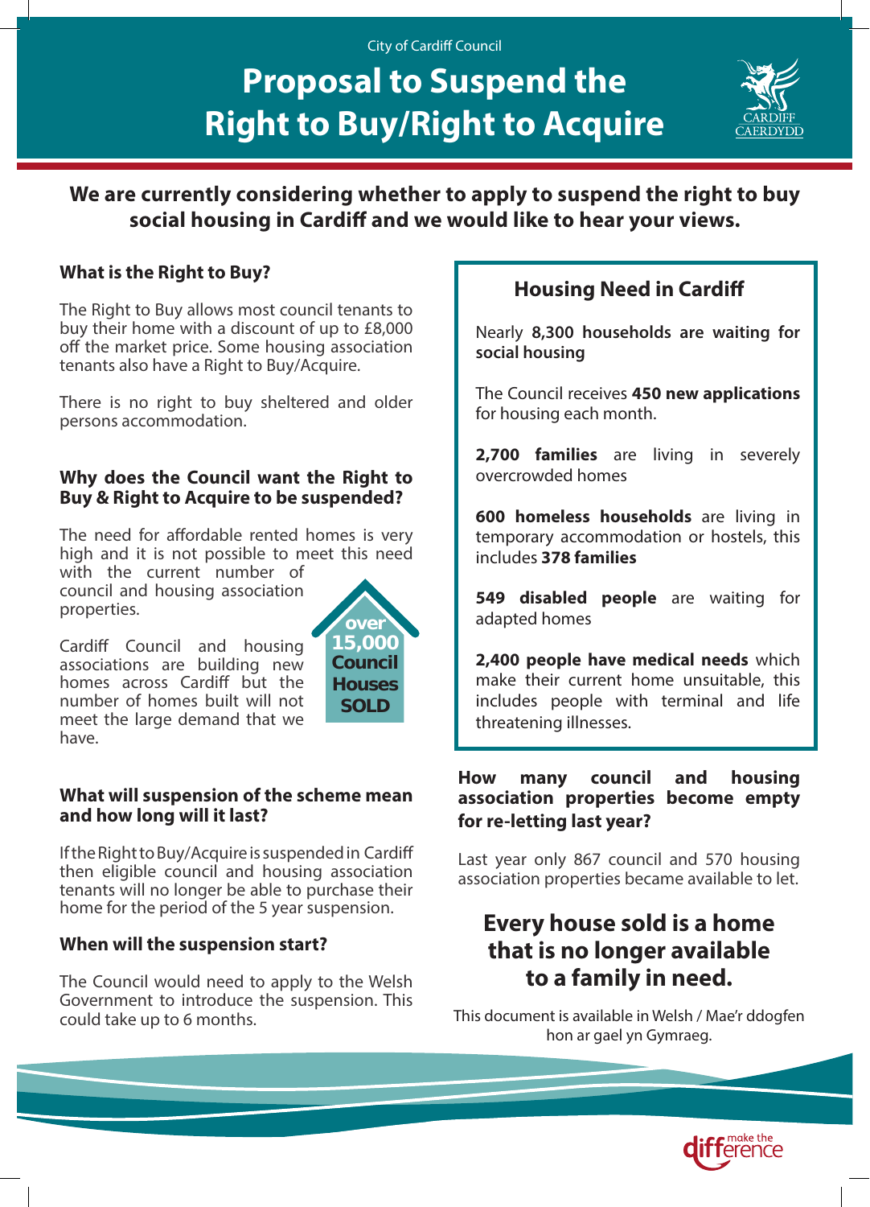City of Cardiff Council

# Proposal to Suspend the Right to Buy/Right to Acquire

CARDIFF CAERDYDD

**We are currently considering whether to apply to suspend the right to buy social housing in Cardiff and we would like to hear your views.**

### What is the Right to Buy?

The Right to Buy allows most council tenants to buy their home with a discount of up to £8,000 off the market price. Some housing association tenants also have a Right to Buy/Acquire.

There is no right to buy sheltered and older persons accommodation.

### Why does the Council want the Right to Buy & Right to Acquire to be suspended?

The need for affordable rented homes is very high and it is not possible to meet this need with the current number of council and housing association properties.

Cardiff Council and housing associations are building new homes across Cardiff but the number of homes built will not meet the large demand that we have.

**over 15,000 Council Houses SOLD**

### What will suspension of the scheme mean and how long will it last?

If the Right to Buy/Acquire is suspended in Cardiff then eligible council and housing association tenants will no longer be able to purchase their home for the period of the 5 year suspension.

### When will the suspension start?

The Council would need to apply to the Welsh Government to introduce the suspension. This could take up to 6 months.

### Housing Need in Cardiff

Nearly **8,300 households are waiting for social housing**

The Council receives **450 new applications** for housing each month.

**2,700 families** are living in severely overcrowded homes

**600 homeless households** are living in temporary accommodation or hostels, this includes **378 families**

**549 disabled people** are waiting for adapted homes

**2,400 people have medical needs** which make their current home unsuitable, this includes people with terminal and life threatening illnesses.

### How many council and housing association properties become empty for re-letting last year?

Last year only 867 council and 570 housing association properties became available to let.

## Every house sold is a home that is no longer available to a family in need.

This document is available in Welsh / Mae'r ddogfen hon ar gael yn Gymraeg.

make the difference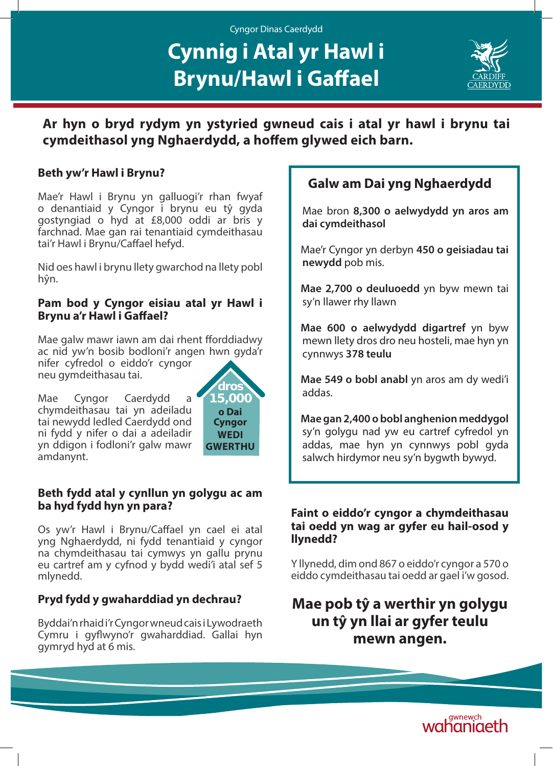Cyngor Dinas Caerdydd

# Cynnig i Atal yr Hawl i Brynu/Hawl i Gaffael

**Ar hyn o bryd rydym yn ystyried gwneud cais i atal yr hawl i brynu tai cymdeithasol yng Nghaerdydd, a hoffem glywed eich barn.**

### Beth yw'r Hawl i Brynu?

Mae'r Hawl i Brynu yn galluogi'r rhan fwyaf o denantiaid y Cyngor i brynu eu tŷ gyda gostyngiad o hyd at £8,000 oddi ar bris y farchnad. Mae gan rai tenantiaid cymdeithasau tai'r Hawl i Brynu/Caffael hefyd.

Nid oes hawl i brynu llety gwarchod na llety pobl hŷn.

### Pam bod y Cyngor eisiau atal yr Hawl i Brynu a'r Hawl i Gaffael?

Mae galw mawr iawn am dai rhent fforddiadwy ac nid yw'n bosib bodloni'r angen hwn gyda'r nifer cyfredol o eiddo'r cyngor neu gymdeithasau tai.

Mae Cyngor Caerdydd a chymdeithasau tai yn adeiladu tai newydd ledled Caerdydd ond ni fydd y nifer o dai a adeiladir yn ddigon i fodloni'r galw mawr amdanynt.

**dros 15,000 o Dai Cyngor WEDI GWERTHU**

### Beth fydd atal y cynllun yn golygu ac am ba hyd fydd hyn yn para?

Os yw'r Hawl i Brynu/Caffael yn cael ei atal yng Nghaerdydd, ni fydd tenantiaid y cyngor na chymdeithasau tai cymwys yn gallu prynu eu cartref am y cyfnod y bydd wedi'i atal sef 5 mlynedd.

### Pryd fydd y gwaharddiad yn dechrau?

Byddai'n rhaid i'r Cyngor wneud cais i Lywodraeth Cymru i gyflwyno'r gwaharddiad. Gallai hyn gymryd hyd at 6 mis.

### Galw am Dai yng Nghaerdydd

Mae bron **8,300 o aelwydydd yn aros am dai cymdeithasol**

Mae'r Cyngor yn derbyn **450 o geisiadau tai newydd** pob mis.

**Mae 2,700 o deuluoedd** yn byw mewn tai sy'n llawer rhy llawn

**Mae 600 o aelwydydd digartref** yn byw mewn llety dros dro neu hosteli, mae hyn yn cynnwys **378 teulu**

**Mae 549 o bobl anabl** yn aros am dy wedi'i addas.

**Mae gan 2,400 o bobl anghenion meddygol** sy'n golygu nad yw eu cartref cyfredol yn addas, mae hyn yn cynnwys pobl gyda salwch hirdymor neu sy'n bygwth bywyd.

### Faint o eiddo'r cyngor a chymdeithasau tai oedd yn wag ar gyfer eu hail-osod y llynedd?

Y llynedd, dim ond 867 o eiddo'r cyngor a 570 o eiddo cymdeithasau tai oedd ar gael i'w gosod.

## Mae pob tŷ a werthir yn golygu un tŷ yn llai ar gyfer teulu mewn angen.

gwnewch wahaniaeth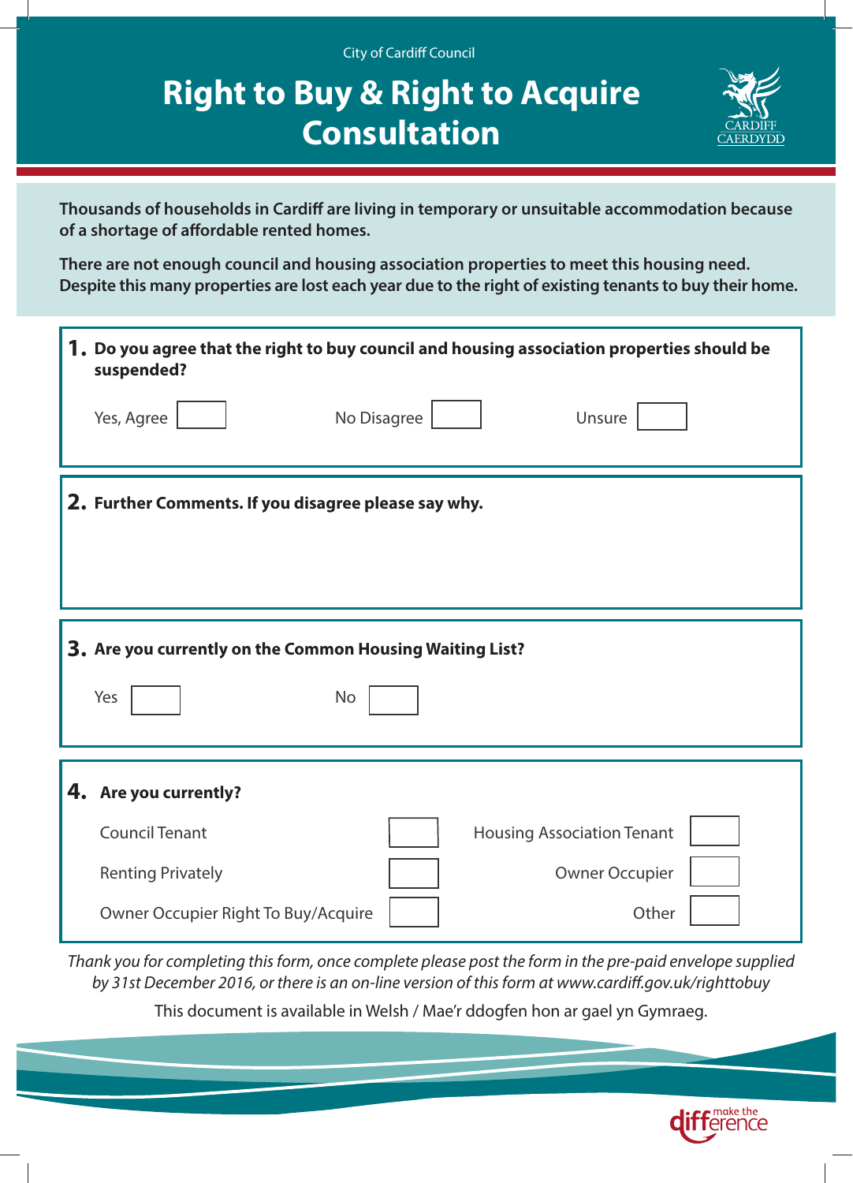City of Cardiff Council

# Right to Buy & Right to Acquire Consultation

CARDIFF CAERDYDD

**Thousands of households in Cardiff are living in temporary or unsuitable accommodation because of a shortage of affordable rented homes.**

**There are not enough council and housing association properties to meet this housing need. Despite this many properties are lost each year due to the right of existing tenants to buy their home.**

**1. Do you agree that the right to buy council and housing association properties should be suspended?**

Yes, Agree ☐ No Disagree ☐ Unsure ☐

**2. Further Comments. If you disagree please say why.**

**3. Are you currently on the Common Housing Waiting List?**

Yes ☐ No ☐

**4. Are you currently?**

| | | | |
|---|---|---|---|
| Council Tenant | ☐ | Housing Association Tenant | ☐ |
| Renting Privately | ☐ | Owner Occupier | ☐ |
| Owner Occupier Right To Buy/Acquire | ☐ | Other | ☐ |

*Thank you for completing this form, once complete please post the form in the pre-paid envelope supplied by 31st December 2016, or there is an on-line version of this form at www.cardiff.gov.uk/righttobuy*

This document is available in Welsh / Mae'r ddogfen hon ar gael yn Gymraeg.

make the difference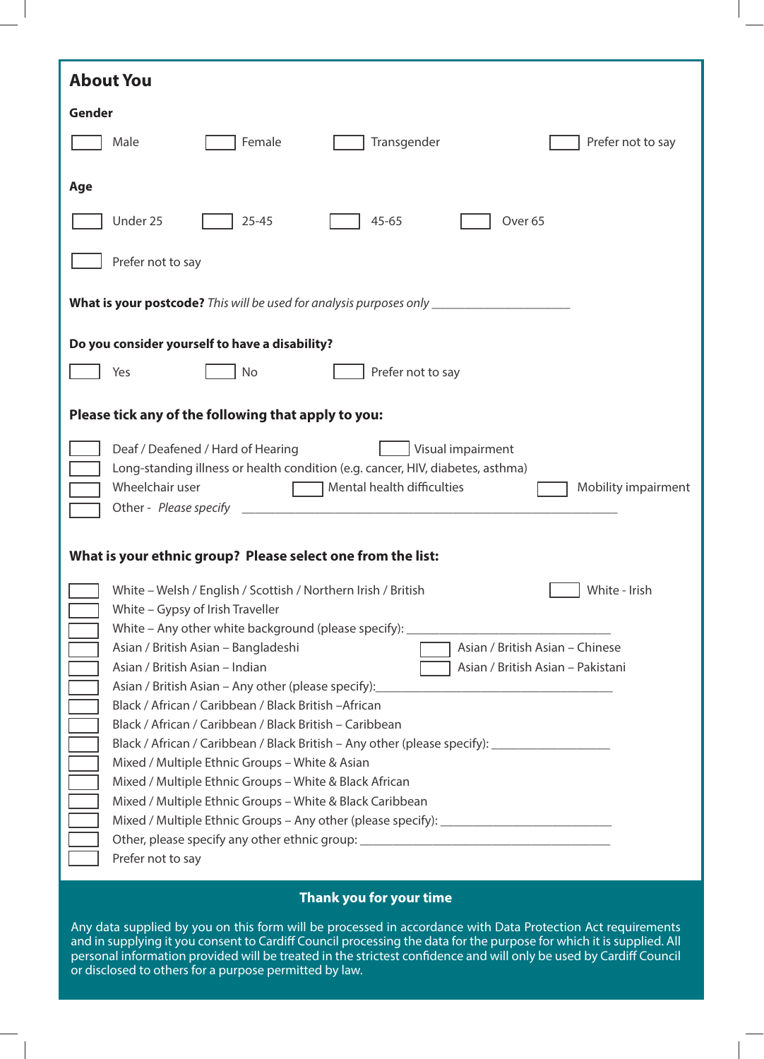## About You

**Gender**

- [ ] Male
- [ ] Female
- [ ] Transgender
- [ ] Prefer not to say

**Age**

- [ ] Under 25
- [ ] 25-45
- [ ] 45-65
- [ ] Over 65
- [ ] Prefer not to say

**What is your postcode?** *This will be used for analysis purposes only* ____________________

**Do you consider yourself to have a disability?**

- [ ] Yes
- [ ] No
- [ ] Prefer not to say

**Please tick any of the following that apply to you:**

- [ ] Deaf / Deafened / Hard of Hearing
- [ ] Visual impairment
- [ ] Long-standing illness or health condition (e.g. cancer, HIV, diabetes, asthma)
- [ ] Wheelchair user
- [ ] Mental health difficulties
- [ ] Mobility impairment
- [ ] Other - *Please specify* ______________________________________________________

**What is your ethnic group? Please select one from the list:**

- [ ] White – Welsh / English / Scottish / Northern Irish / British
- [ ] White - Irish
- [ ] White – Gypsy of Irish Traveller
- [ ] White – Any other white background (please specify): ____________________________
- [ ] Asian / British Asian – Bangladeshi
- [ ] Asian / British Asian – Chinese
- [ ] Asian / British Asian – Indian
- [ ] Asian / British Asian – Pakistani
- [ ] Asian / British Asian – Any other (please specify):____________________________________
- [ ] Black / African / Caribbean / Black British –African
- [ ] Black / African / Caribbean / Black British – Caribbean
- [ ] Black / African / Caribbean / Black British – Any other (please specify): _________________
- [ ] Mixed / Multiple Ethnic Groups – White & Asian
- [ ] Mixed / Multiple Ethnic Groups – White & Black African
- [ ] Mixed / Multiple Ethnic Groups – White & Black Caribbean
- [ ] Mixed / Multiple Ethnic Groups – Any other (please specify): _________________________
- [ ] Other, please specify any other ethnic group: ___________________________________
- [ ] Prefer not to say

**Thank you for your time**

Any data supplied by you on this form will be processed in accordance with Data Protection Act requirements and in supplying it you consent to Cardiff Council processing the data for the purpose for which it is supplied. All personal information provided will be treated in the strictest confidence and will only be used by Cardiff Council or disclosed to others for a purpose permitted by law.